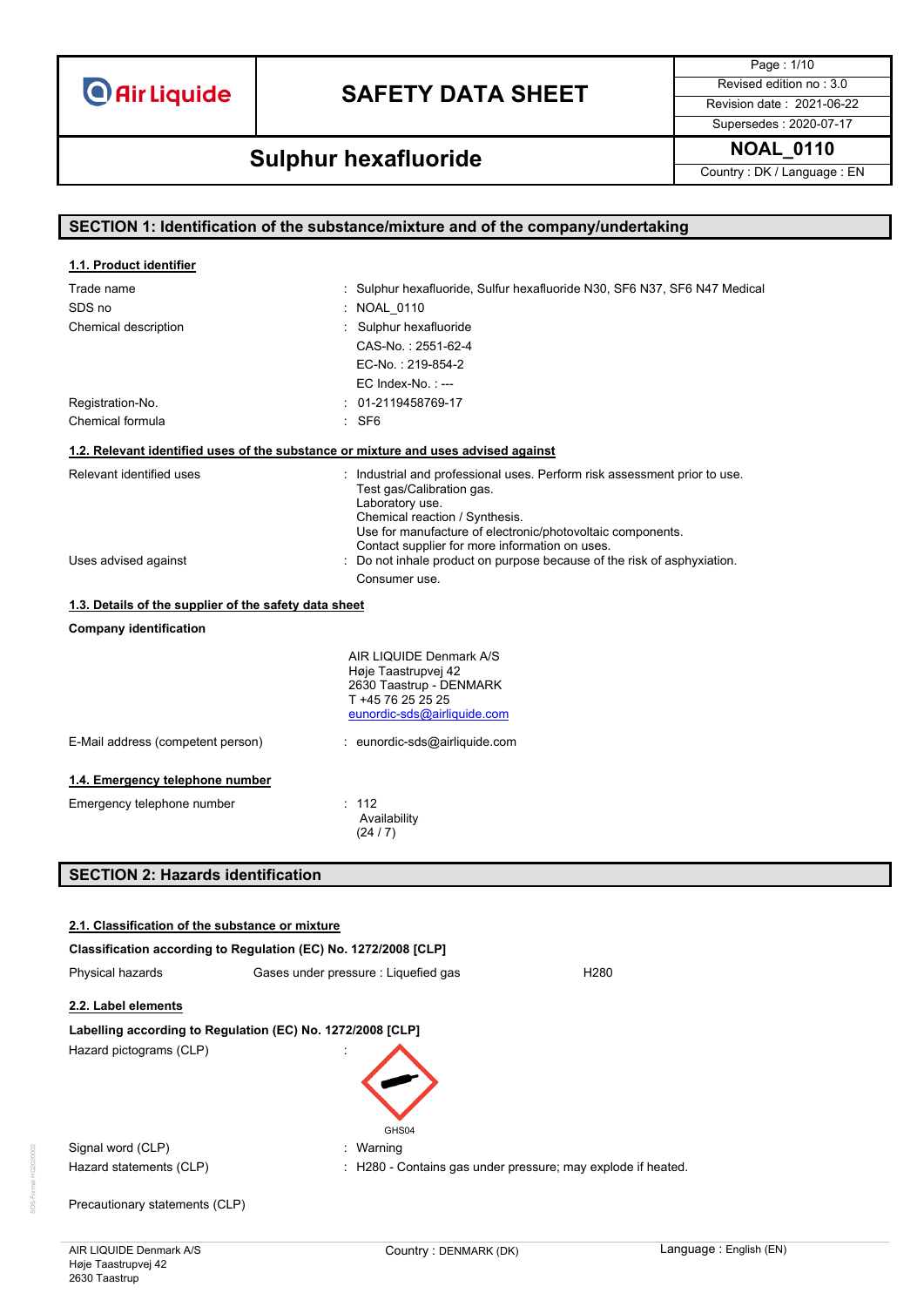# SAFETY DATA SHEET

## Sulphur hexafluoride

NOAL_0110

Revised edition no : 3.0
Revision date : 2021-06-22
Supersedes : 2020-07-17
Country : DK / Language : EN

## SECTION 1: Identification of the substance/mixture and of the company/undertaking

### 1.1. Product identifier

| | |
|---|---|
| Trade name | : Sulphur hexafluoride, Sulfur hexafluoride N30, SF6 N37, SF6 N47 Medical |
| SDS no | : NOAL_0110 |
| Chemical description | : Sulphur hexafluoride<br>CAS-No. : 2551-62-4<br>EC-No. : 219-854-2<br>EC Index-No. : --- |
| Registration-No. | : 01-2119458769-17 |
| Chemical formula | : $SF_6$ |

### 1.2. Relevant identified uses of the substance or mixture and uses advised against

| | |
|---|---|
| Relevant identified uses | : Industrial and professional uses. Perform risk assessment prior to use.<br>Test gas/Calibration gas.<br>Laboratory use.<br>Chemical reaction / Synthesis.<br>Use for manufacture of electronic/photovoltaic components.<br>Contact supplier for more information on uses. |
| Uses advised against | : Do not inhale product on purpose because of the risk of asphyxiation.<br>Consumer use. |

### 1.3. Details of the supplier of the safety data sheet

**Company identification**

AIR LIQUIDE Denmark A/S
Høje Taastrupvej 42
2630 Taastrup - DENMARK
T +45 76 25 25 25
eunordic-sds@airliquide.com

E-Mail address (competent person) : eunordic-sds@airliquide.com

### 1.4. Emergency telephone number

Emergency telephone number : 112
Availability
(24 / 7)

## SECTION 2: Hazards identification

### 2.1. Classification of the substance or mixture

**Classification according to Regulation (EC) No. 1272/2008 [CLP]**

| | | |
|---|---|---|
| Physical hazards | Gases under pressure : Liquefied gas | H280 |

### 2.2. Label elements

**Labelling according to Regulation (EC) No. 1272/2008 [CLP]**

Hazard pictograms (CLP) :

GHS04

| | |
|---|---|
| Signal word (CLP) | : Warning |
| Hazard statements (CLP) | : H280 - Contains gas under pressure; may explode if heated. |

Precautionary statements (CLP)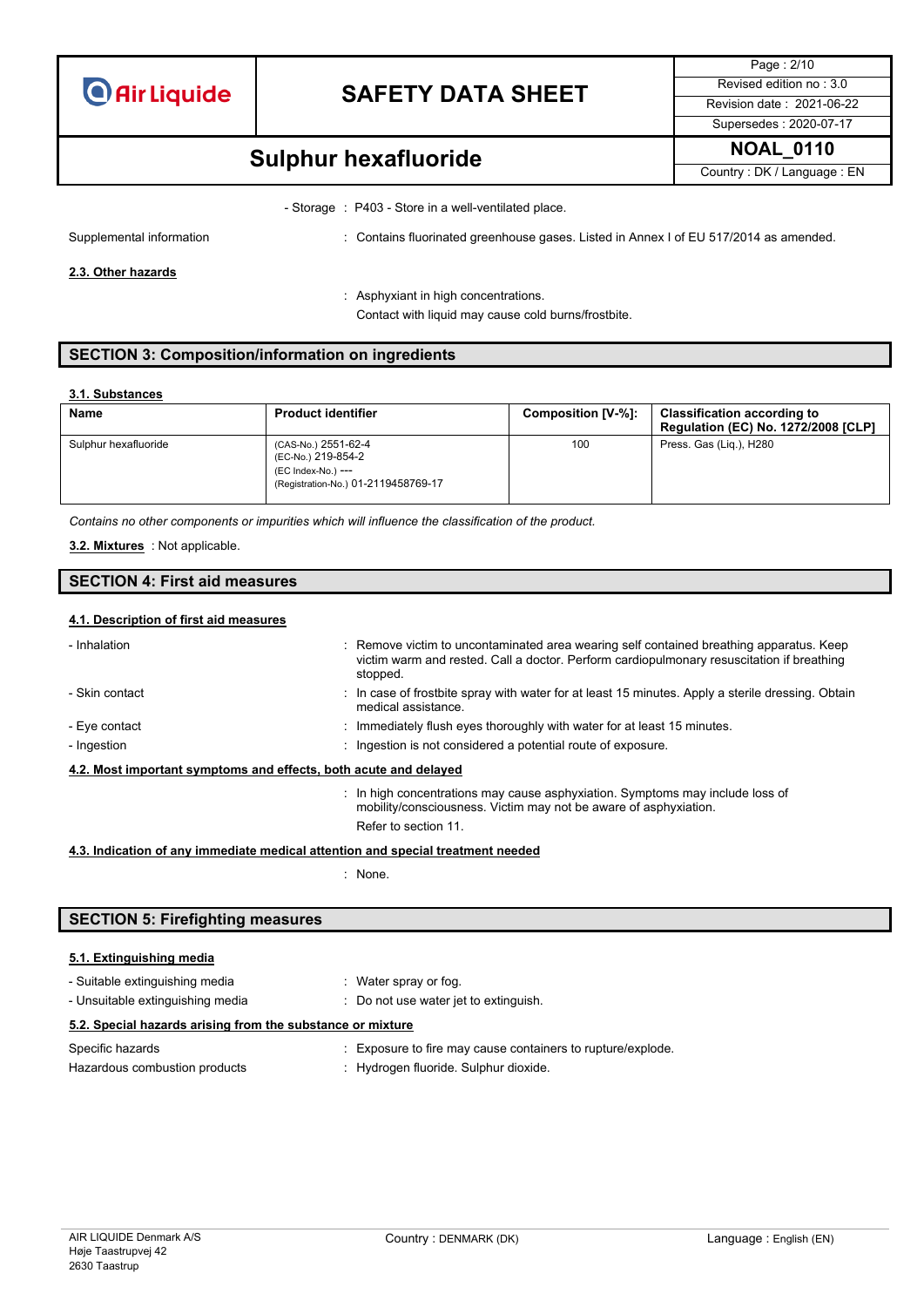- Storage : P403 - Store in a well-ventilated place.

Supplemental information : Contains fluorinated greenhouse gases. Listed in Annex I of EU 517/2014 as amended.

### 2.3. Other hazards

: Asphyxiant in high concentrations.
Contact with liquid may cause cold burns/frostbite.

## SECTION 3: Composition/information on ingredients

### 3.1. Substances

| Name | Product identifier | Composition [V-%]: | Classification according to Regulation (EC) No. 1272/2008 [CLP] |
|---|---|---|---|
| Sulphur hexafluoride | (CAS-No.) 2551-62-4<br>(EC-No.) 219-854-2<br>(EC Index-No.) ---<br>(Registration-No.) 01-2119458769-17 | 100 | Press. Gas (Liq.), H280 |

*Contains no other components or impurities which will influence the classification of the product.*

**3.2. Mixtures** : Not applicable.

## SECTION 4: First aid measures

### 4.1. Description of first aid measures

- Inhalation : Remove victim to uncontaminated area wearing self contained breathing apparatus. Keep victim warm and rested. Call a doctor. Perform cardiopulmonary resuscitation if breathing stopped.
- Skin contact : In case of frostbite spray with water for at least 15 minutes. Apply a sterile dressing. Obtain medical assistance.
- Eye contact : Immediately flush eyes thoroughly with water for at least 15 minutes.
- Ingestion : Ingestion is not considered a potential route of exposure.

### 4.2. Most important symptoms and effects, both acute and delayed

: In high concentrations may cause asphyxiation. Symptoms may include loss of mobility/consciousness. Victim may not be aware of asphyxiation.
Refer to section 11.

### 4.3. Indication of any immediate medical attention and special treatment needed

: None.

## SECTION 5: Firefighting measures

### 5.1. Extinguishing media

- Suitable extinguishing media : Water spray or fog.
- Unsuitable extinguishing media : Do not use water jet to extinguish.

### 5.2. Special hazards arising from the substance or mixture

Specific hazards : Exposure to fire may cause containers to rupture/explode.

Hazardous combustion products : Hydrogen fluoride. Sulphur dioxide.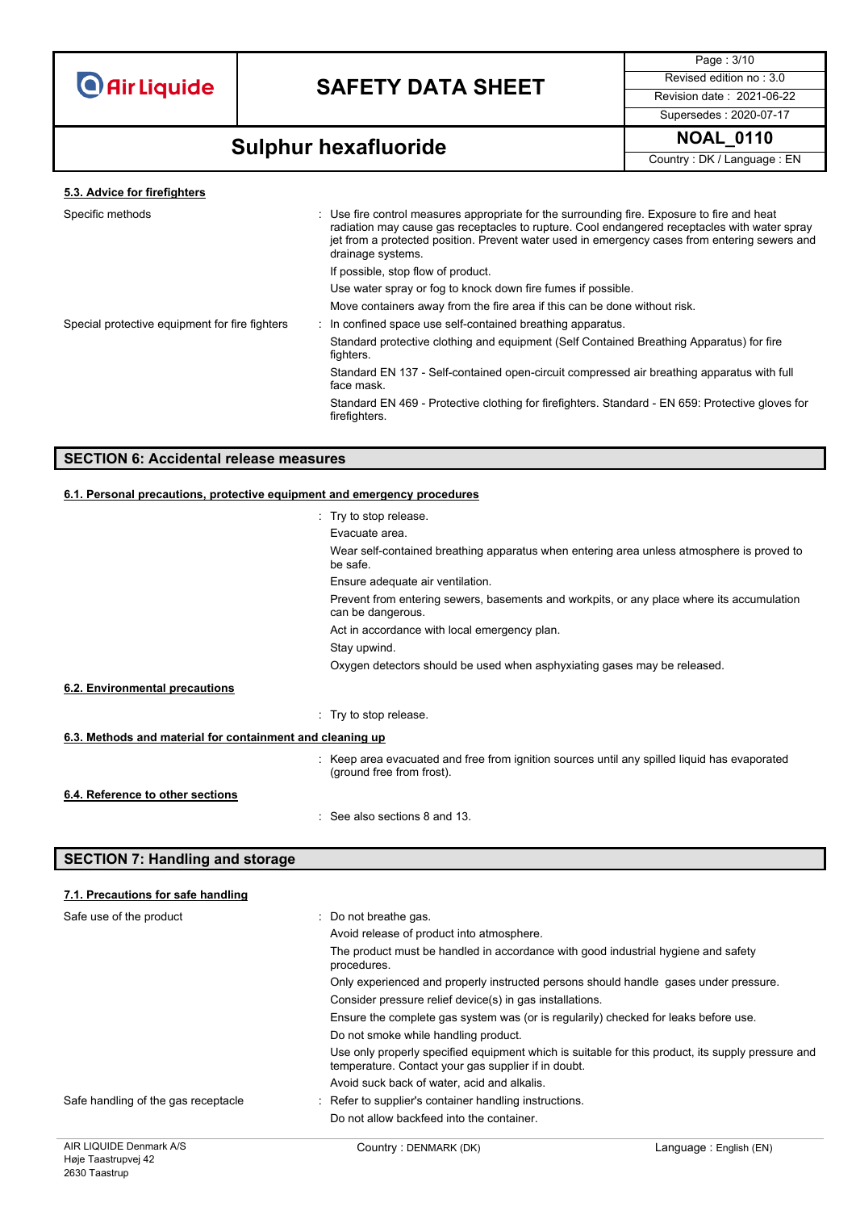### 5.3. Advice for firefighters

| | |
|---|---|
| Specific methods | : Use fire control measures appropriate for the surrounding fire. Exposure to fire and heat radiation may cause gas receptacles to rupture. Cool endangered receptacles with water spray jet from a protected position. Prevent water used in emergency cases from entering sewers and drainage systems. |
| | If possible, stop flow of product. |
| | Use water spray or fog to knock down fire fumes if possible. |
| | Move containers away from the fire area if this can be done without risk. |
| Special protective equipment for fire fighters | : In confined space use self-contained breathing apparatus. |
| | Standard protective clothing and equipment (Self Contained Breathing Apparatus) for fire fighters. |
| | Standard EN 137 - Self-contained open-circuit compressed air breathing apparatus with full face mask. |
| | Standard EN 469 - Protective clothing for firefighters. Standard - EN 659: Protective gloves for firefighters. |

## SECTION 6: Accidental release measures

### 6.1. Personal precautions, protective equipment and emergency procedures

: Try to stop release.

Evacuate area.

Wear self-contained breathing apparatus when entering area unless atmosphere is proved to be safe.

Ensure adequate air ventilation.

Prevent from entering sewers, basements and workpits, or any place where its accumulation can be dangerous.

Act in accordance with local emergency plan.

Stay upwind.

Oxygen detectors should be used when asphyxiating gases may be released.

### 6.2. Environmental precautions

: Try to stop release.

### 6.3. Methods and material for containment and cleaning up

: Keep area evacuated and free from ignition sources until any spilled liquid has evaporated (ground free from frost).

### 6.4. Reference to other sections

: See also sections 8 and 13.

## SECTION 7: Handling and storage

### 7.1. Precautions for safe handling

| | |
|---|---|
| Safe use of the product | : Do not breathe gas. |
| | Avoid release of product into atmosphere. |
| | The product must be handled in accordance with good industrial hygiene and safety procedures. |
| | Only experienced and properly instructed persons should handle gases under pressure. |
| | Consider pressure relief device(s) in gas installations. |
| | Ensure the complete gas system was (or is regularily) checked for leaks before use. |
| | Do not smoke while handling product. |
| | Use only properly specified equipment which is suitable for this product, its supply pressure and temperature. Contact your gas supplier if in doubt. |
| | Avoid suck back of water, acid and alkalis. |
| Safe handling of the gas receptacle | : Refer to supplier's container handling instructions. |
| | Do not allow backfeed into the container. |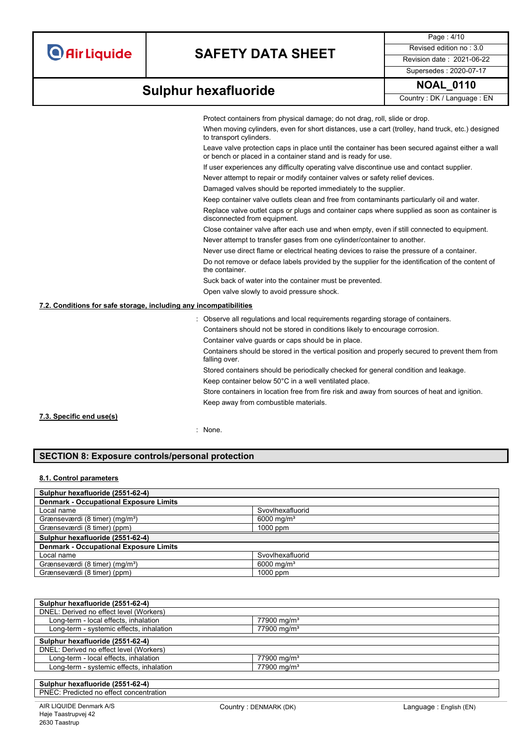Protect containers from physical damage; do not drag, roll, slide or drop.

When moving cylinders, even for short distances, use a cart (trolley, hand truck, etc.) designed to transport cylinders.

Leave valve protection caps in place until the container has been secured against either a wall or bench or placed in a container stand and is ready for use.

If user experiences any difficulty operating valve discontinue use and contact supplier.

Never attempt to repair or modify container valves or safety relief devices.

Damaged valves should be reported immediately to the supplier.

Keep container valve outlets clean and free from contaminants particularly oil and water.

Replace valve outlet caps or plugs and container caps where supplied as soon as container is disconnected from equipment.

Close container valve after each use and when empty, even if still connected to equipment.

Never attempt to transfer gases from one cylinder/container to another.

Never use direct flame or electrical heating devices to raise the pressure of a container.

Do not remove or deface labels provided by the supplier for the identification of the content of the container.

Suck back of water into the container must be prevented.

Open valve slowly to avoid pressure shock.

### 7.2. Conditions for safe storage, including any incompatibilities

: Observe all regulations and local requirements regarding storage of containers.

Containers should not be stored in conditions likely to encourage corrosion.

Container valve guards or caps should be in place.

Containers should be stored in the vertical position and properly secured to prevent them from falling over.

Stored containers should be periodically checked for general condition and leakage.

Keep container below 50°C in a well ventilated place.

Store containers in location free from fire risk and away from sources of heat and ignition.

Keep away from combustible materials.

### 7.3. Specific end use(s)

: None.

## SECTION 8: Exposure controls/personal protection

### 8.1. Control parameters

| **Sulphur hexafluoride (2551-62-4)** | |
|---|---|
| **Denmark - Occupational Exposure Limits** | |
| Local name | Svovlhexafluorid |
| Grænseværdi (8 timer) (mg/m³) | 6000 mg/m³ |
| Grænseværdi (8 timer) (ppm) | 1000 ppm |
| **Sulphur hexafluoride (2551-62-4)** | |
| **Denmark - Occupational Exposure Limits** | |
| Local name | Svovlhexafluorid |
| Grænseværdi (8 timer) (mg/m³) | 6000 mg/m³ |
| Grænseværdi (8 timer) (ppm) | 1000 ppm |

| **Sulphur hexafluoride (2551-62-4)** | |
|---|---|
| DNEL: Derived no effect level (Workers) | |
| Long-term - local effects, inhalation | 77900 mg/m³ |
| Long-term - systemic effects, inhalation | 77900 mg/m³ |
| **Sulphur hexafluoride (2551-62-4)** | |
| DNEL: Derived no effect level (Workers) | |
| Long-term - local effects, inhalation | 77900 mg/m³ |
| Long-term - systemic effects, inhalation | 77900 mg/m³ |

| **Sulphur hexafluoride (2551-62-4)** |
|---|
| PNEC: Predicted no effect concentration |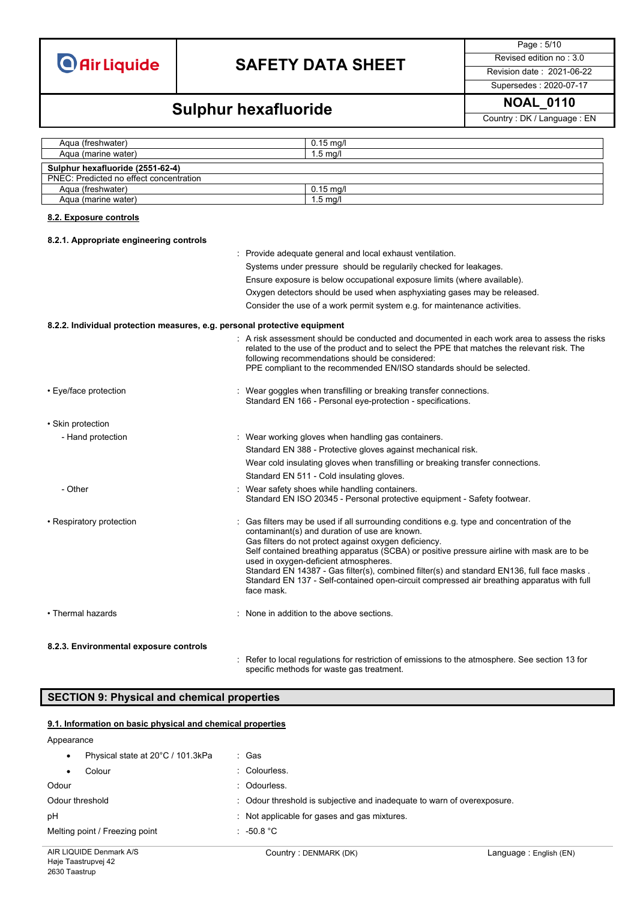| | |
|---|---|
| Aqua (freshwater) | 0.15 mg/l |
| Aqua (marine water) | 1.5 mg/l |

| **Sulphur hexafluoride (2551-62-4)** | |
|---|---|
| PNEC: Predicted no effect concentration | |
| Aqua (freshwater) | 0.15 mg/l |
| Aqua (marine water) | 1.5 mg/l |

### 8.2. Exposure controls

#### 8.2.1. Appropriate engineering controls

: Provide adequate general and local exhaust ventilation.
Systems under pressure should be regularly checked for leakages.
Ensure exposure is below occupational exposure limits (where available).
Oxygen detectors should be used when asphyxiating gases may be released.
Consider the use of a work permit system e.g. for maintenance activities.

#### 8.2.2. Individual protection measures, e.g. personal protective equipment

: A risk assessment should be conducted and documented in each work area to assess the risks related to the use of the product and to select the PPE that matches the relevant risk. The following recommendations should be considered:
PPE compliant to the recommended EN/ISO standards should be selected.

- Eye/face protection : Wear goggles when transfilling or breaking transfer connections.
Standard EN 166 - Personal eye-protection - specifications.

- Skin protection
  - Hand protection : Wear working gloves when handling gas containers.
Standard EN 388 - Protective gloves against mechanical risk.
Wear cold insulating gloves when transfilling or breaking transfer connections.
Standard EN 511 - Cold insulating gloves.
  - Other : Wear safety shoes while handling containers.
Standard EN ISO 20345 - Personal protective equipment - Safety footwear.

- Respiratory protection : Gas filters may be used if all surrounding conditions e.g. type and concentration of the contaminant(s) and duration of use are known.
Gas filters do not protect against oxygen deficiency.
Self contained breathing apparatus (SCBA) or positive pressure airline with mask are to be used in oxygen-deficient atmospheres.
Standard EN 14387 - Gas filter(s), combined filter(s) and standard EN136, full face masks .
Standard EN 137 - Self-contained open-circuit compressed air breathing apparatus with full face mask.

- Thermal hazards : None in addition to the above sections.

#### 8.2.3. Environmental exposure controls

: Refer to local regulations for restriction of emissions to the atmosphere. See section 13 for specific methods for waste gas treatment.

## SECTION 9: Physical and chemical properties

### 9.1. Information on basic physical and chemical properties

Appearance

- Physical state at 20°C / 101.3kPa : Gas
- Colour : Colourless.

Odour : Odourless.

Odour threshold : Odour threshold is subjective and inadequate to warn of overexposure.

pH : Not applicable for gases and gas mixtures.

Melting point / Freezing point : -50.8 °C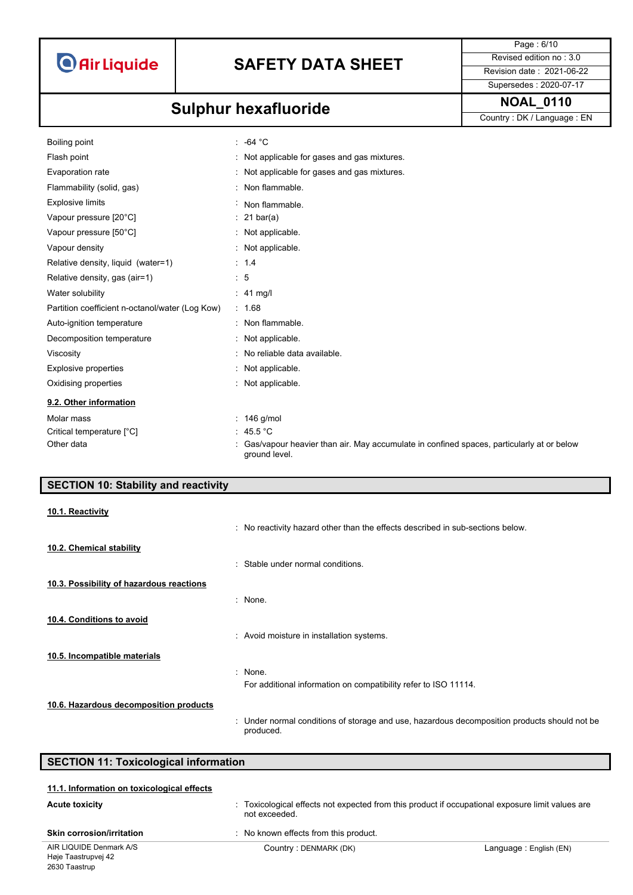| | |
|---|---|
| Boiling point | : -64 °C |
| Flash point | : Not applicable for gases and gas mixtures. |
| Evaporation rate | : Not applicable for gases and gas mixtures. |
| Flammability (solid, gas) | : Non flammable. |
| Explosive limits | : Non flammable. |
| Vapour pressure [20°C] | : 21 bar(a) |
| Vapour pressure [50°C] | : Not applicable. |
| Vapour density | : Not applicable. |
| Relative density, liquid (water=1) | : 1.4 |
| Relative density, gas (air=1) | : 5 |
| Water solubility | : 41 mg/l |
| Partition coefficient n-octanol/water (Log Kow) | : 1.68 |
| Auto-ignition temperature | : Non flammable. |
| Decomposition temperature | : Not applicable. |
| Viscosity | : No reliable data available. |
| Explosive properties | : Not applicable. |
| Oxidising properties | : Not applicable. |

### 9.2. Other information

| | |
|---|---|
| Molar mass | : 146 g/mol |
| Critical temperature [°C] | : 45.5 °C |
| Other data | : Gas/vapour heavier than air. May accumulate in confined spaces, particularly at or below ground level. |

## SECTION 10: Stability and reactivity

### 10.1. Reactivity

: No reactivity hazard other than the effects described in sub-sections below.

### 10.2. Chemical stability

: Stable under normal conditions.

### 10.3. Possibility of hazardous reactions

: None.

### 10.4. Conditions to avoid

: Avoid moisture in installation systems.

### 10.5. Incompatible materials

: None.
For additional information on compatibility refer to ISO 11114.

### 10.6. Hazardous decomposition products

: Under normal conditions of storage and use, hazardous decomposition products should not be produced.

## SECTION 11: Toxicological information

### 11.1. Information on toxicological effects

| | |
|---|---|
| **Acute toxicity** | : Toxicological effects not expected from this product if occupational exposure limit values are not exceeded. |
| **Skin corrosion/irritation** | : No known effects from this product. |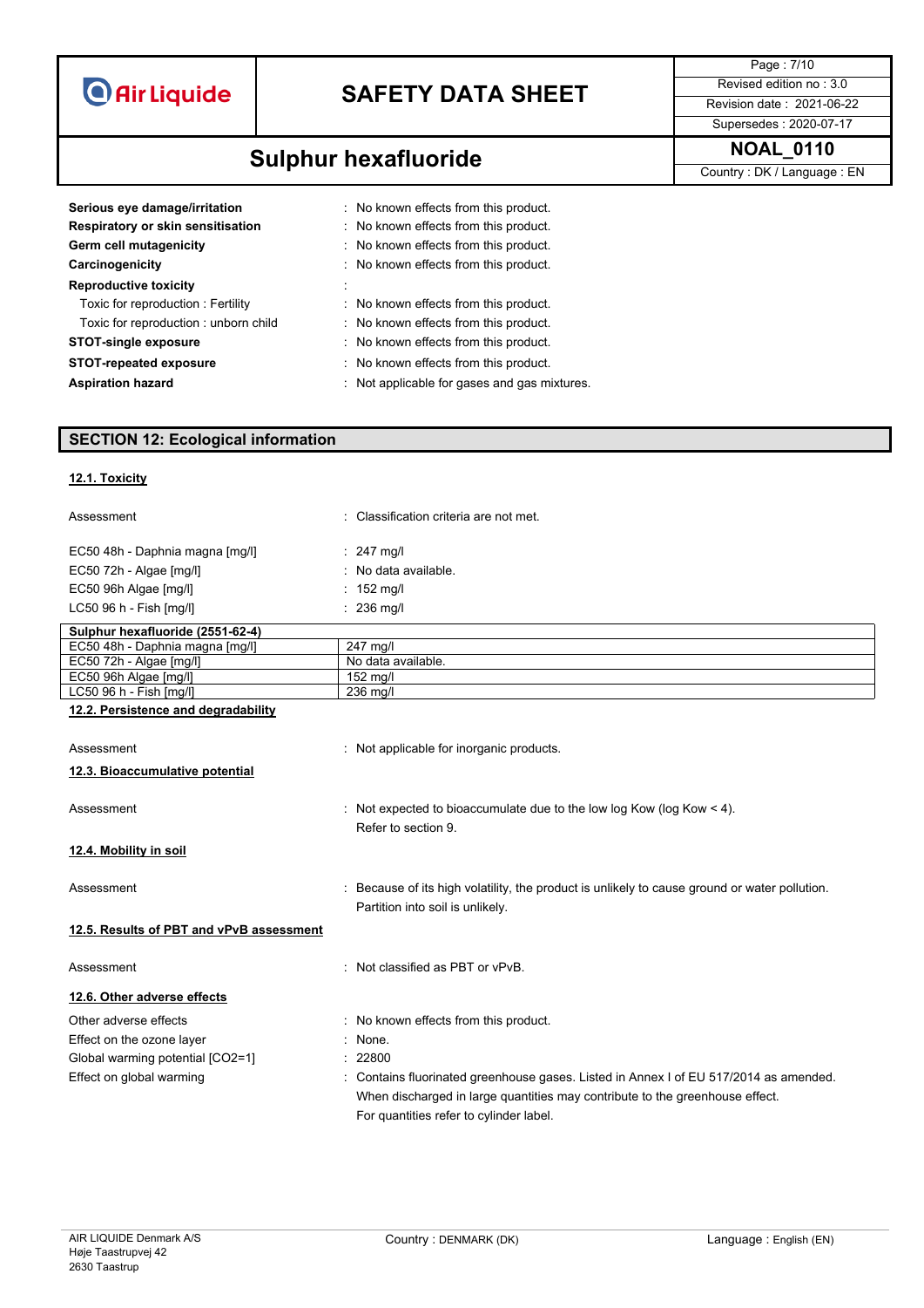| | |
|---|---|
| **Serious eye damage/irritation** | : No known effects from this product. |
| **Respiratory or skin sensitisation** | : No known effects from this product. |
| **Germ cell mutagenicity** | : No known effects from this product. |
| **Carcinogenicity** | : No known effects from this product. |
| **Reproductive toxicity** | : |
| Toxic for reproduction : Fertility | : No known effects from this product. |
| Toxic for reproduction : unborn child | : No known effects from this product. |
| **STOT-single exposure** | : No known effects from this product. |
| **STOT-repeated exposure** | : No known effects from this product. |
| **Aspiration hazard** | : Not applicable for gases and gas mixtures. |

## SECTION 12: Ecological information

### 12.1. Toxicity

| | |
|---|---|
| Assessment | : Classification criteria are not met. |
| EC50 48h - Daphnia magna [mg/l] | : 247 mg/l |
| EC50 72h - Algae [mg/l] | : No data available. |
| EC50 96h Algae [mg/l] | : 152 mg/l |
| LC50 96 h - Fish [mg/l] | : 236 mg/l |

| **Sulphur hexafluoride (2551-62-4)** | |
|---|---|
| EC50 48h - Daphnia magna [mg/l] | 247 mg/l |
| EC50 72h - Algae [mg/l] | No data available. |
| EC50 96h Algae [mg/l] | 152 mg/l |
| LC50 96 h - Fish [mg/l] | 236 mg/l |

### 12.2. Persistence and degradability

Assessment : Not applicable for inorganic products.

### 12.3. Bioaccumulative potential

Assessment : Not expected to bioaccumulate due to the low log Kow (log Kow < 4). Refer to section 9.

### 12.4. Mobility in soil

Assessment : Because of its high volatility, the product is unlikely to cause ground or water pollution. Partition into soil is unlikely.

### 12.5. Results of PBT and vPvB assessment

Assessment : Not classified as PBT or vPvB.

### 12.6. Other adverse effects

| | |
|---|---|
| Other adverse effects | : No known effects from this product. |
| Effect on the ozone layer | : None. |
| Global warming potential [CO2=1] | : 22800 |
| Effect on global warming | : Contains fluorinated greenhouse gases. Listed in Annex I of EU 517/2014 as amended. When discharged in large quantities may contribute to the greenhouse effect. For quantities refer to cylinder label. |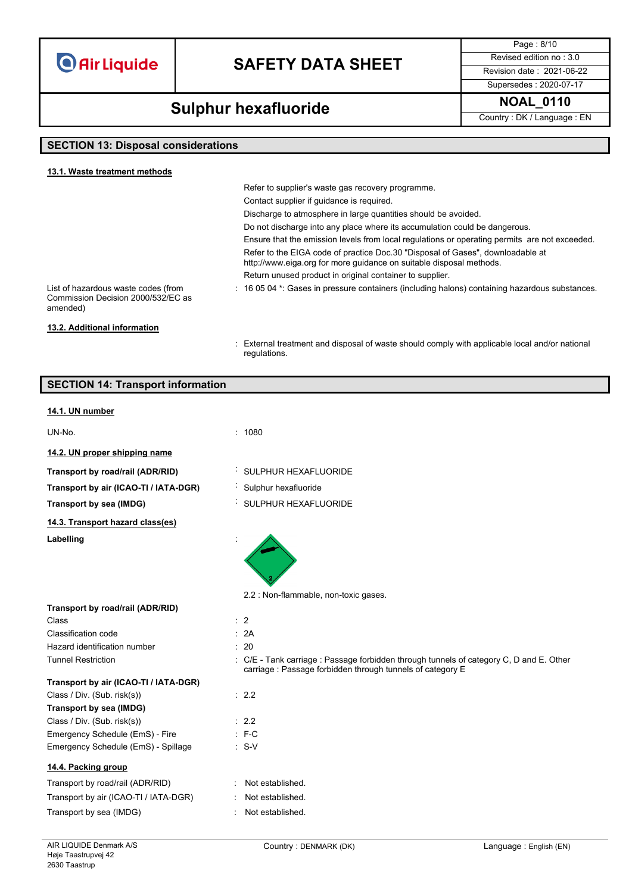## SECTION 13: Disposal considerations

### 13.1. Waste treatment methods

Refer to supplier's waste gas recovery programme.
Contact supplier if guidance is required.
Discharge to atmosphere in large quantities should be avoided.
Do not discharge into any place where its accumulation could be dangerous.
Ensure that the emission levels from local regulations or operating permits are not exceeded.
Refer to the EIGA code of practice Doc.30 "Disposal of Gases", downloadable at http://www.eiga.org for more guidance on suitable disposal methods.
Return unused product in original container to supplier.

List of hazardous waste codes (from Commission Decision 2000/532/EC as amended) : 16 05 04 *: Gases in pressure containers (including halons) containing hazardous substances.

### 13.2. Additional information

: External treatment and disposal of waste should comply with applicable local and/or national regulations.

## SECTION 14: Transport information

### 14.1. UN number

UN-No. : 1080

### 14.2. UN proper shipping name

**Transport by road/rail (ADR/RID)** : SULPHUR HEXAFLUORIDE
**Transport by air (ICAO-TI / IATA-DGR)** : Sulphur hexafluoride
**Transport by sea (IMDG)** : SULPHUR HEXAFLUORIDE

### 14.3. Transport hazard class(es)

**Labelling** :

2.2 : Non-flammable, non-toxic gases.

**Transport by road/rail (ADR/RID)**

Class : 2
Classification code : 2A
Hazard identification number : 20
Tunnel Restriction : C/E - Tank carriage : Passage forbidden through tunnels of category C, D and E. Other carriage : Passage forbidden through tunnels of category E

**Transport by air (ICAO-TI / IATA-DGR)**

Class / Div. (Sub. risk(s)) : 2.2

**Transport by sea (IMDG)**

Class / Div. (Sub. risk(s)) : 2.2
Emergency Schedule (EmS) - Fire : F-C
Emergency Schedule (EmS) - Spillage : S-V

### 14.4. Packing group

Transport by road/rail (ADR/RID) : Not established.
Transport by air (ICAO-TI / IATA-DGR) : Not established.
Transport by sea (IMDG) : Not established.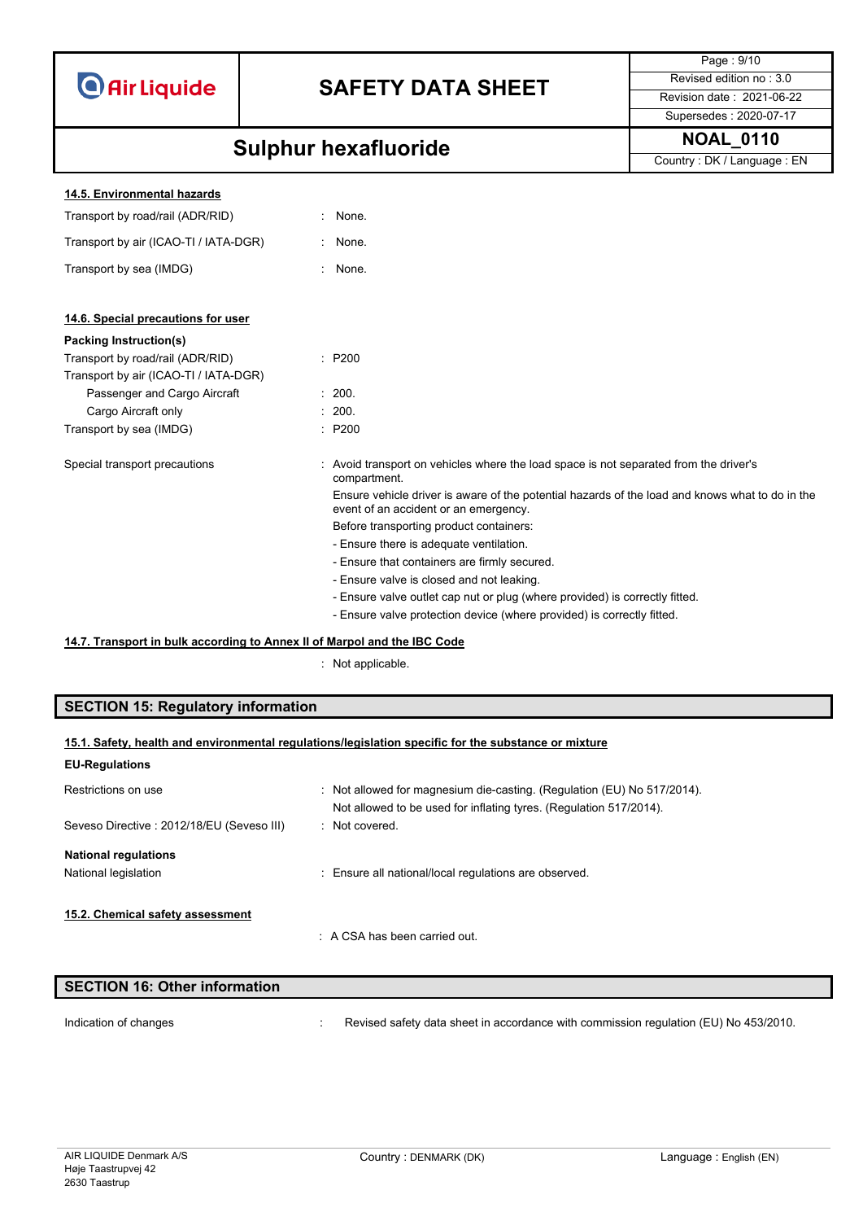#### 14.5. Environmental hazards

| | |
|---|---|
| Transport by road/rail (ADR/RID) | : None. |
| Transport by air (ICAO-TI / IATA-DGR) | : None. |
| Transport by sea (IMDG) | : None. |

#### 14.6. Special precautions for user

**Packing Instruction(s)**

| | |
|---|---|
| Transport by road/rail (ADR/RID) | : P200 |
| Transport by air (ICAO-TI / IATA-DGR) | |
| Passenger and Cargo Aircraft | : 200. |
| Cargo Aircraft only | : 200. |
| Transport by sea (IMDG) | : P200 |

Special transport precautions : Avoid transport on vehicles where the load space is not separated from the driver's compartment.

Ensure vehicle driver is aware of the potential hazards of the load and knows what to do in the event of an accident or an emergency.

Before transporting product containers:

- Ensure there is adequate ventilation.
- Ensure that containers are firmly secured.
- Ensure valve is closed and not leaking.
- Ensure valve outlet cap nut or plug (where provided) is correctly fitted.
- Ensure valve protection device (where provided) is correctly fitted.

#### 14.7. Transport in bulk according to Annex II of Marpol and the IBC Code

: Not applicable.

## SECTION 15: Regulatory information

#### 15.1. Safety, health and environmental regulations/legislation specific for the substance or mixture

**EU-Regulations**

| | |
|---|---|
| Restrictions on use | : Not allowed for magnesium die-casting. (Regulation (EU) No 517/2014). Not allowed to be used for inflating tyres. (Regulation 517/2014). |
| Seveso Directive : 2012/18/EU (Seveso III) | : Not covered. |

**National regulations**

| | |
|---|---|
| National legislation | : Ensure all national/local regulations are observed. |

#### 15.2. Chemical safety assessment

: A CSA has been carried out.

## SECTION 16: Other information

| | |
|---|---|
| Indication of changes | : Revised safety data sheet in accordance with commission regulation (EU) No 453/2010. |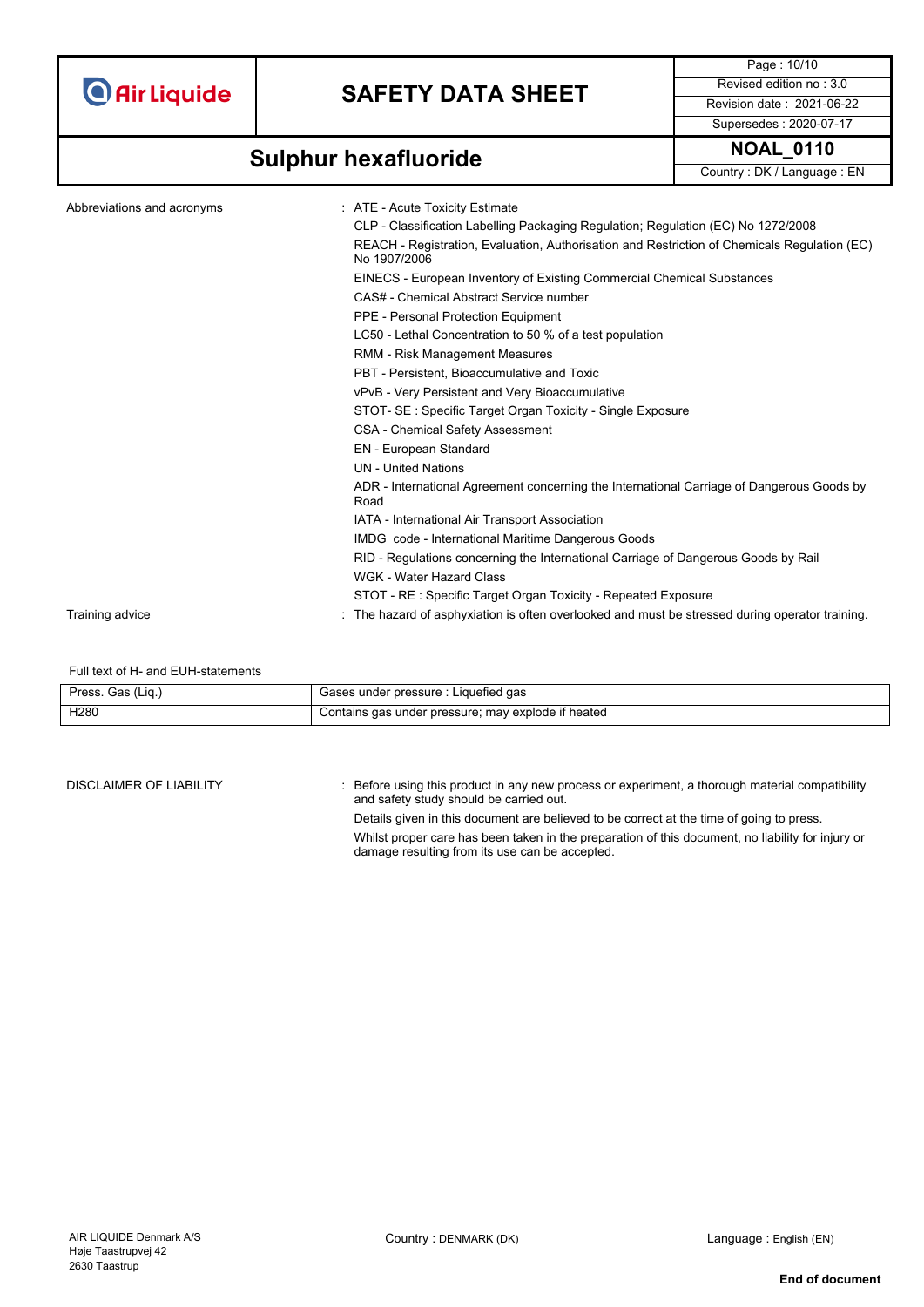Abbreviations and acronyms : ATE - Acute Toxicity Estimate

CLP - Classification Labelling Packaging Regulation; Regulation (EC) No 1272/2008

REACH - Registration, Evaluation, Authorisation and Restriction of Chemicals Regulation (EC) No 1907/2006

EINECS - European Inventory of Existing Commercial Chemical Substances

CAS# - Chemical Abstract Service number

PPE - Personal Protection Equipment

LC50 - Lethal Concentration to 50 % of a test population

RMM - Risk Management Measures

PBT - Persistent, Bioaccumulative and Toxic

vPvB - Very Persistent and Very Bioaccumulative

STOT- SE : Specific Target Organ Toxicity - Single Exposure

CSA - Chemical Safety Assessment

EN - European Standard

UN - United Nations

ADR - International Agreement concerning the International Carriage of Dangerous Goods by Road

IATA - International Air Transport Association

IMDG code - International Maritime Dangerous Goods

RID - Regulations concerning the International Carriage of Dangerous Goods by Rail

WGK - Water Hazard Class

STOT - RE : Specific Target Organ Toxicity - Repeated Exposure

Training advice : The hazard of asphyxiation is often overlooked and must be stressed during operator training.

Full text of H- and EUH-statements

| | |
|---|---|
| Press. Gas (Liq.) | Gases under pressure : Liquefied gas |
| H280 | Contains gas under pressure; may explode if heated |

DISCLAIMER OF LIABILITY : Before using this product in any new process or experiment, a thorough material compatibility and safety study should be carried out.

Details given in this document are believed to be correct at the time of going to press.

Whilst proper care has been taken in the preparation of this document, no liability for injury or damage resulting from its use can be accepted.

End of document